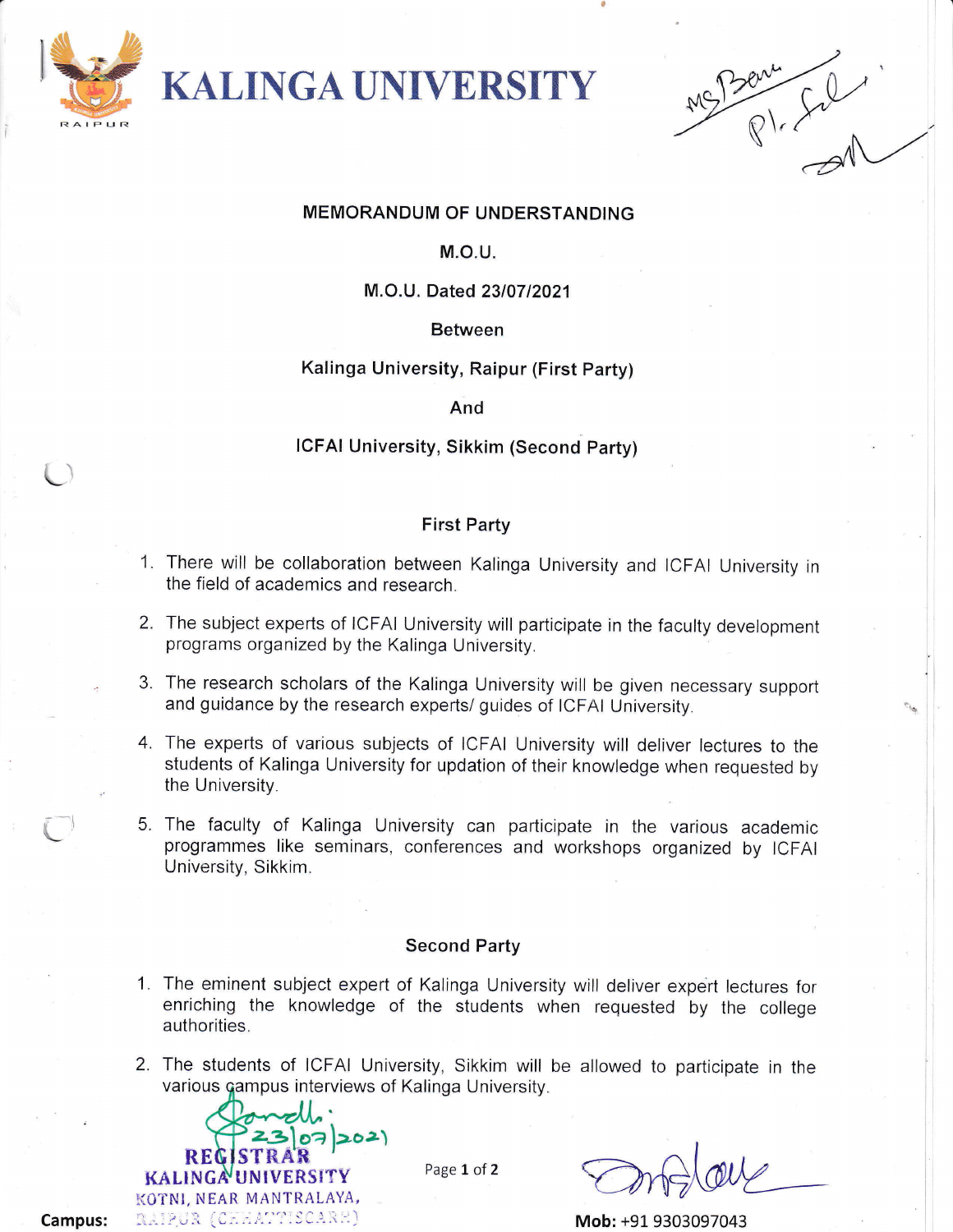# KALINGA UNIVERSITY

**MEMORANDUM OF UNDERSTANDING**

**M.O.U.**

**M.O.U. Dated 23/07/2021**

**Between**

**Kalinga University, Raipur (First Party)**

**And**

**ICFAI University, Sikkim (Second Party)**

## First Party

1. There will be collaboration between Kalinga University and ICFAI University in the field of academics and research.
2. The subject experts of ICFAI University will participate in the faculty development programs organized by the Kalinga University.
3. The research scholars of the Kalinga University will be given necessary support and guidance by the research experts/ guides of ICFAI University.
4. The experts of various subjects of ICFAI University will deliver lectures to the students of Kalinga University for updation of their knowledge when requested by the University.
5. The faculty of Kalinga University can participate in the various academic programmes like seminars, conferences and workshops organized by ICFAI University, Sikkim.

## Second Party

1. The eminent subject expert of Kalinga University will deliver expert lectures for enriching the knowledge of the students when requested by the college authorities.
2. The students of ICFAI University, Sikkim will be allowed to participate in the various campus interviews of Kalinga University.

23/07/2021

REGISTRAR
KALINGA UNIVERSITY
KOTNI, NEAR MANTRALAYA,
RAIPUR (CHHATTISGARH)

**Campus:**

**Mob:** +91 9303097043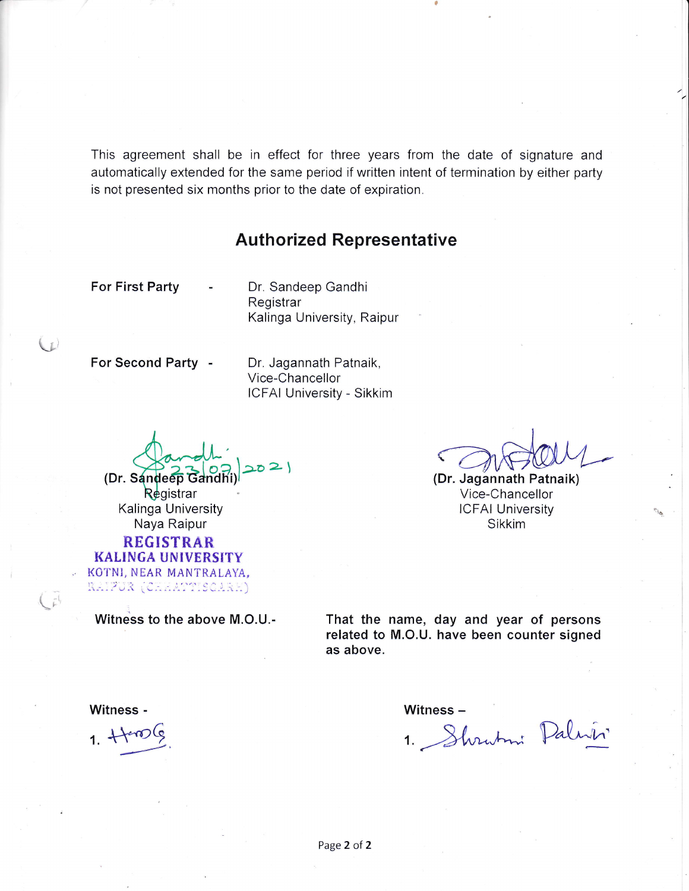This agreement shall be in effect for three years from the date of signature and automatically extended for the same period if written intent of termination by either party is not presented six months prior to the date of expiration.

## Authorized Representative

**For First Party** - Dr. Sandeep Gandhi
Registrar
Kalinga University, Raipur

**For Second Party** - Dr. Jagannath Patnaik,
Vice-Chancellor
ICFAI University - Sikkim

23/07/2021

**(Dr. Sandeep Gandhi)**
Registrar
Kalinga University
Naya Raipur

**REGISTRAR**
**KALINGA UNIVERSITY**
KOTNI, NEAR MANTRALAYA,
RAIPUR (CHHATTISGARH)

**(Dr. Jagannath Patnaik)**
Vice-Chancellor
ICFAI University
Sikkim

**Witness to the above M.O.U.-**

**That the name, day and year of persons related to M.O.U. have been counter signed as above.**

**Witness -**

1.

**Witness –**

1. Shrutkirti Palsin